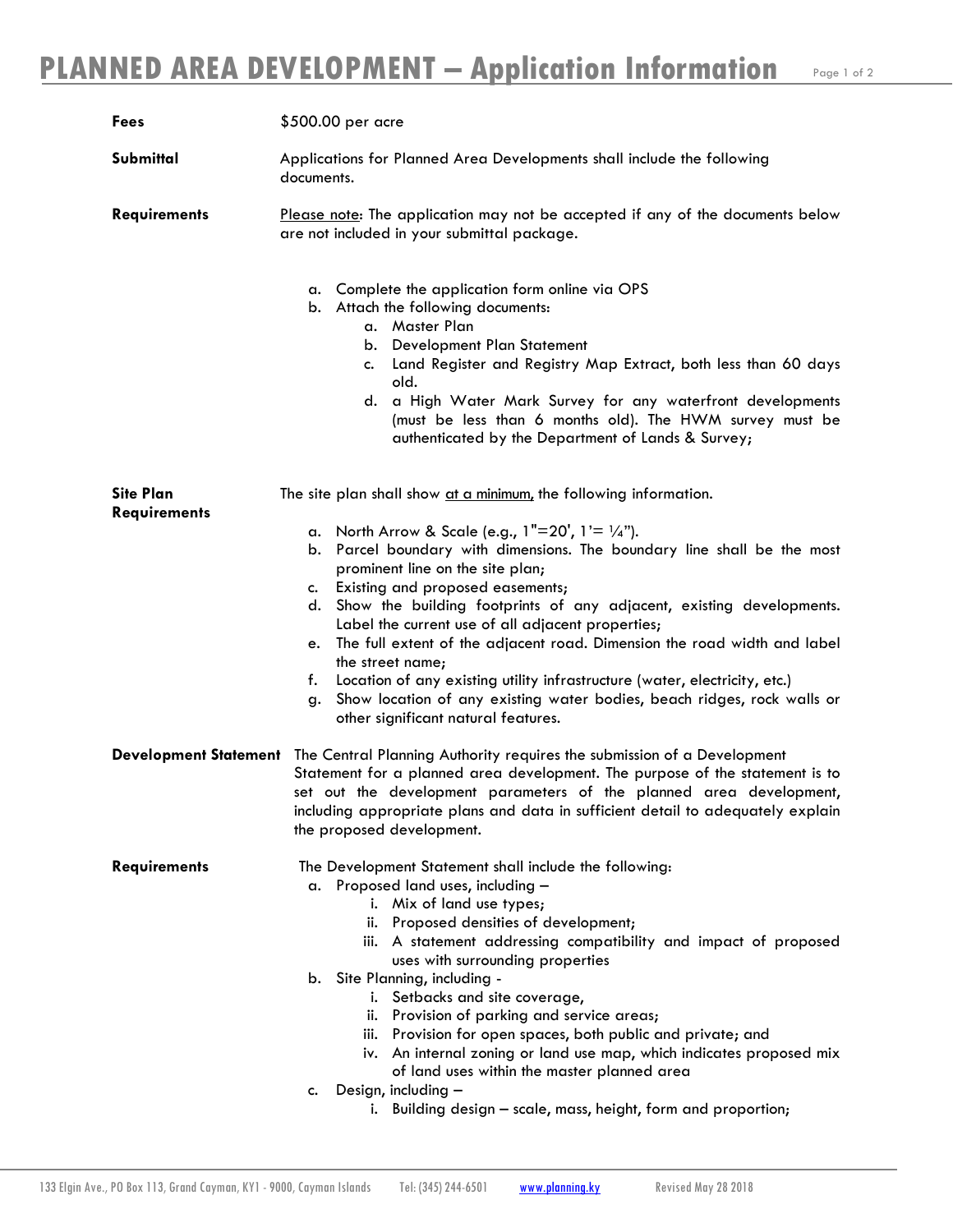# PLANNED AREA DEVELOPMENT – Application Information

**Fees**

$500.00 per acre

**Submittal**

Applications for Planned Area Developments shall include the following documents.

**Requirements**

Please note: The application may not be accepted if any of the documents below are not included in your submittal package.

a. Complete the application form online via OPS
b. Attach the following documents:
    a. Master Plan
    b. Development Plan Statement
    c. Land Register and Registry Map Extract, both less than 60 days old.
    d. a High Water Mark Survey for any waterfront developments (must be less than 6 months old). The HWM survey must be authenticated by the Department of Lands & Survey;

**Site Plan Requirements**

The site plan shall show at a minimum, the following information.

a. North Arrow & Scale (e.g., 1"=20', 1'= ¼").
b. Parcel boundary with dimensions. The boundary line shall be the most prominent line on the site plan;
c. Existing and proposed easements;
d. Show the building footprints of any adjacent, existing developments. Label the current use of all adjacent properties;
e. The full extent of the adjacent road. Dimension the road width and label the street name;
f. Location of any existing utility infrastructure (water, electricity, etc.)
g. Show location of any existing water bodies, beach ridges, rock walls or other significant natural features.

**Development Statement**

The Central Planning Authority requires the submission of a Development Statement for a planned area development. The purpose of the statement is to set out the development parameters of the planned area development, including appropriate plans and data in sufficient detail to adequately explain the proposed development.

**Requirements**

The Development Statement shall include the following:

a. Proposed land uses, including –
    i. Mix of land use types;
    ii. Proposed densities of development;
    iii. A statement addressing compatibility and impact of proposed uses with surrounding properties
b. Site Planning, including -
    i. Setbacks and site coverage,
    ii. Provision of parking and service areas;
    iii. Provision for open spaces, both public and private; and
    iv. An internal zoning or land use map, which indicates proposed mix of land uses within the master planned area
c. Design, including –
    i. Building design – scale, mass, height, form and proportion;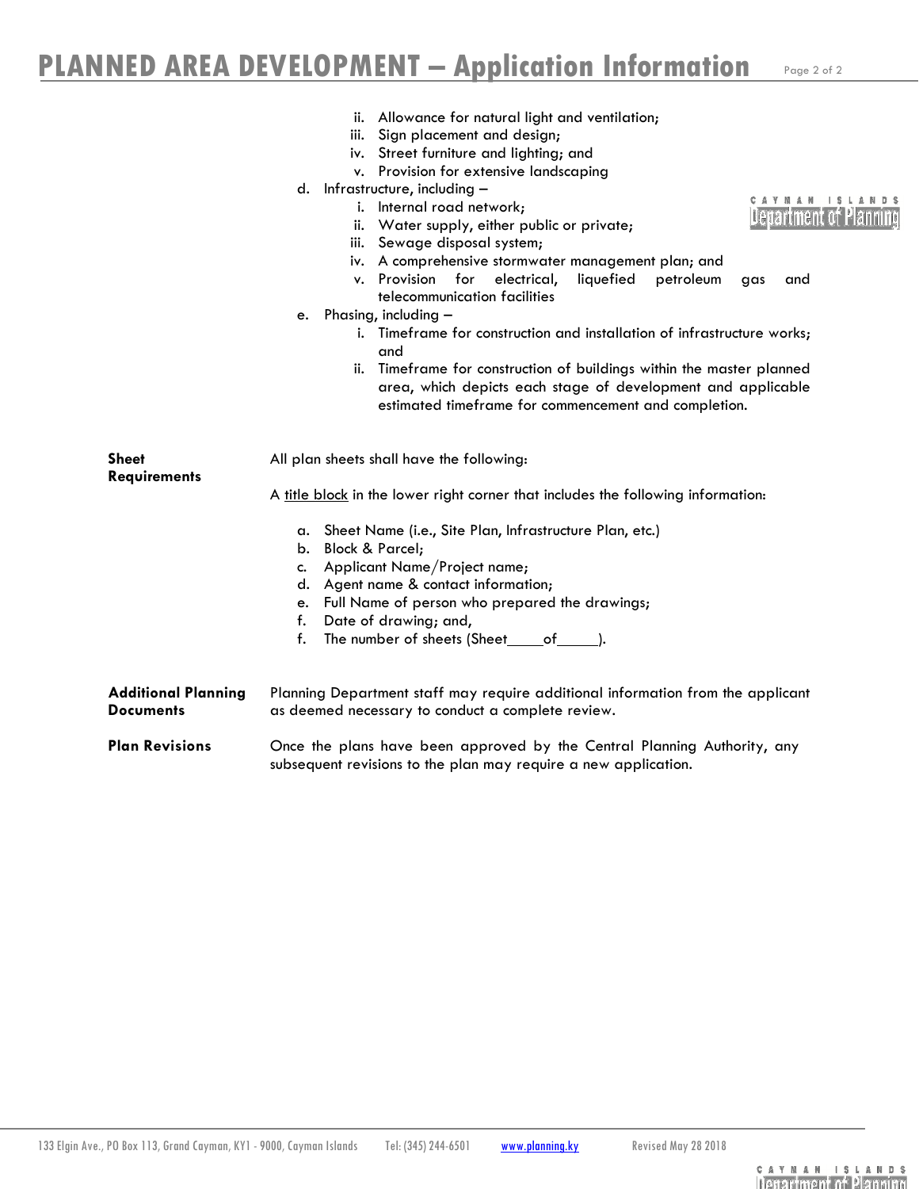ii. Allowance for natural light and ventilation;
iii. Sign placement and design;
iv. Street furniture and lighting; and
v. Provision for extensive landscaping

d. Infrastructure, including –
   i. Internal road network;
   ii. Water supply, either public or private;
   iii. Sewage disposal system;
   iv. A comprehensive stormwater management plan; and
   v. Provision for electrical, liquefied petroleum gas and telecommunication facilities

e. Phasing, including –
   i. Timeframe for construction and installation of infrastructure works; and
   ii. Timeframe for construction of buildings within the master planned area, which depicts each stage of development and applicable estimated timeframe for commencement and completion.

**Sheet Requirements**

All plan sheets shall have the following:

A title block in the lower right corner that includes the following information:

a. Sheet Name (i.e., Site Plan, Infrastructure Plan, etc.)
b. Block & Parcel;
c. Applicant Name/Project name;
d. Agent name & contact information;
e. Full Name of person who prepared the drawings;
f. Date of drawing; and,
f. The number of sheets (Sheet____of_____).

**Additional Planning Documents**

Planning Department staff may require additional information from the applicant as deemed necessary to conduct a complete review.

**Plan Revisions**

Once the plans have been approved by the Central Planning Authority, any subsequent revisions to the plan may require a new application.